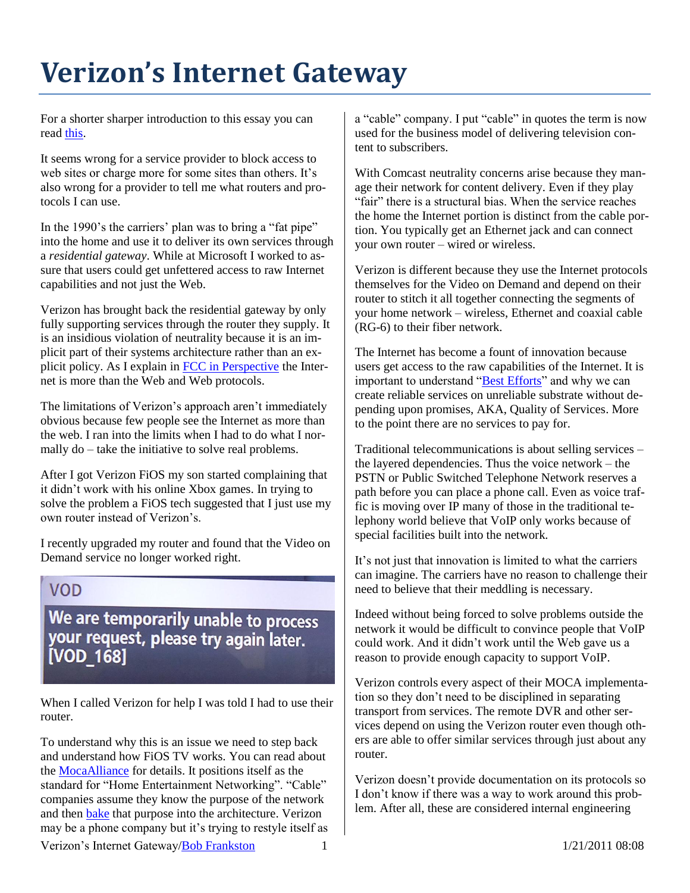# Verizon's Internet Gateway

For a shorter sharper introduction to this essay you can read this.

It seems wrong for a service provider to block access to web sites or charge more for some sites than others. It's also wrong for a provider to tell me what routers and protocols I can use.

In the 1990's the carriers' plan was to bring a "fat pipe" into the home and use it to deliver its own services through a *residential gateway*. While at Microsoft I worked to assure that users could get unfettered access to raw Internet capabilities and not just the Web.

Verizon has brought back the residential gateway by only fully supporting services through the router they supply. It is an insidious violation of neutrality because it is an implicit part of their systems architecture rather than an explicit policy. As I explain in FCC in Perspective the Internet is more than the Web and Web protocols.

The limitations of Verizon's approach aren't immediately obvious because few people see the Internet as more than the web. I ran into the limits when I had to do what I normally do – take the initiative to solve real problems.

After I got Verizon FiOS my son started complaining that it didn't work with his online Xbox games. In trying to solve the problem a FiOS tech suggested that I just use my own router instead of Verizon's.

I recently upgraded my router and found that the Video on Demand service no longer worked right.

VOD

We are temporarily unable to process your request, please try again later. [VOD_168]

When I called Verizon for help I was told I had to use their router.

To understand why this is an issue we need to step back and understand how FiOS TV works. You can read about the MocaAlliance for details. It positions itself as the standard for "Home Entertainment Networking". "Cable" companies assume they know the purpose of the network and then bake that purpose into the architecture. Verizon may be a phone company but it's trying to restyle itself as a "cable" company. I put "cable" in quotes the term is now used for the business model of delivering television content to subscribers.

With Comcast neutrality concerns arise because they manage their network for content delivery. Even if they play "fair" there is a structural bias. When the service reaches the home the Internet portion is distinct from the cable portion. You typically get an Ethernet jack and can connect your own router – wired or wireless.

Verizon is different because they use the Internet protocols themselves for the Video on Demand and depend on their router to stitch it all together connecting the segments of your home network – wireless, Ethernet and coaxial cable (RG-6) to their fiber network.

The Internet has become a fount of innovation because users get access to the raw capabilities of the Internet. It is important to understand "Best Efforts" and why we can create reliable services on unreliable substrate without depending upon promises, AKA, Quality of Services. More to the point there are no services to pay for.

Traditional telecommunications is about selling services – the layered dependencies. Thus the voice network – the PSTN or Public Switched Telephone Network reserves a path before you can place a phone call. Even as voice traffic is moving over IP many of those in the traditional telephony world believe that VoIP only works because of special facilities built into the network.

It's not just that innovation is limited to what the carriers can imagine. The carriers have no reason to challenge their need to believe that their meddling is necessary.

Indeed without being forced to solve problems outside the network it would be difficult to convince people that VoIP could work. And it didn't work until the Web gave us a reason to provide enough capacity to support VoIP.

Verizon controls every aspect of their MOCA implementation so they don't need to be disciplined in separating transport from services. The remote DVR and other services depend on using the Verizon router even though others are able to offer similar services through just about any router.

Verizon doesn't provide documentation on its protocols so I don't know if there was a way to work around this problem. After all, these are considered internal engineering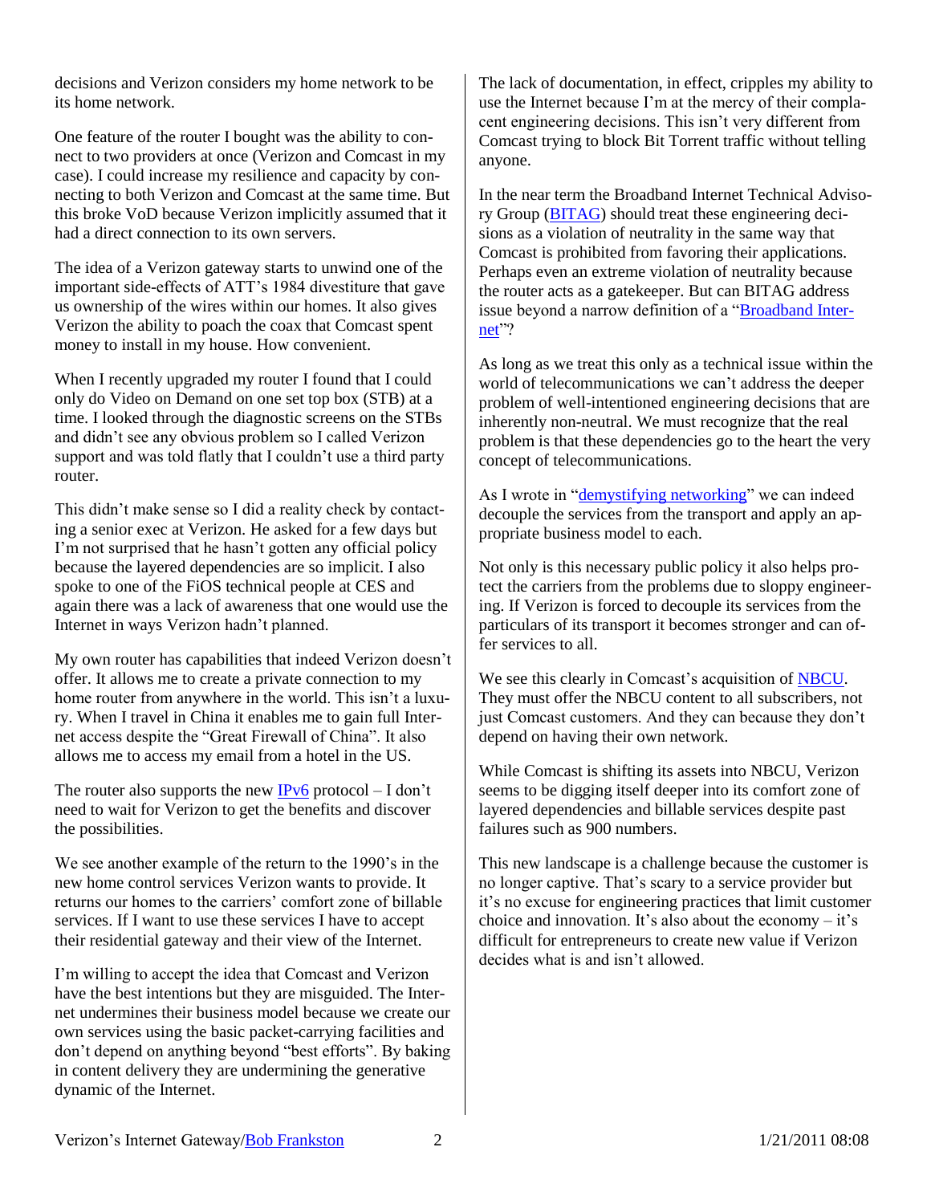decisions and Verizon considers my home network to be its home network.

One feature of the router I bought was the ability to connect to two providers at once (Verizon and Comcast in my case). I could increase my resilience and capacity by connecting to both Verizon and Comcast at the same time. But this broke VoD because Verizon implicitly assumed that it had a direct connection to its own servers.

The idea of a Verizon gateway starts to unwind one of the important side-effects of ATT's 1984 divestiture that gave us ownership of the wires within our homes. It also gives Verizon the ability to poach the coax that Comcast spent money to install in my house. How convenient.

When I recently upgraded my router I found that I could only do Video on Demand on one set top box (STB) at a time. I looked through the diagnostic screens on the STBs and didn't see any obvious problem so I called Verizon support and was told flatly that I couldn't use a third party router.

This didn't make sense so I did a reality check by contacting a senior exec at Verizon. He asked for a few days but I'm not surprised that he hasn't gotten any official policy because the layered dependencies are so implicit. I also spoke to one of the FiOS technical people at CES and again there was a lack of awareness that one would use the Internet in ways Verizon hadn't planned.

My own router has capabilities that indeed Verizon doesn't offer. It allows me to create a private connection to my home router from anywhere in the world. This isn't a luxury. When I travel in China it enables me to gain full Internet access despite the "Great Firewall of China". It also allows me to access my email from a hotel in the US.

The router also supports the new [IPv6](#) protocol – I don't need to wait for Verizon to get the benefits and discover the possibilities.

We see another example of the return to the 1990's in the new home control services Verizon wants to provide. It returns our homes to the carriers' comfort zone of billable services. If I want to use these services I have to accept their residential gateway and their view of the Internet.

I'm willing to accept the idea that Comcast and Verizon have the best intentions but they are misguided. The Internet undermines their business model because we create our own services using the basic packet-carrying facilities and don't depend on anything beyond "best efforts". By baking in content delivery they are undermining the generative dynamic of the Internet.

The lack of documentation, in effect, cripples my ability to use the Internet because I'm at the mercy of their complacent engineering decisions. This isn't very different from Comcast trying to block Bit Torrent traffic without telling anyone.

In the near term the Broadband Internet Technical Advisory Group ([BITAG](#)) should treat these engineering decisions as a violation of neutrality in the same way that Comcast is prohibited from favoring their applications. Perhaps even an extreme violation of neutrality because the router acts as a gatekeeper. But can BITAG address issue beyond a narrow definition of a "[Broadband Internet](#)"?

As long as we treat this only as a technical issue within the world of telecommunications we can't address the deeper problem of well-intentioned engineering decisions that are inherently non-neutral. We must recognize that the real problem is that these dependencies go to the heart the very concept of telecommunications.

As I wrote in "[demystifying networking](#)" we can indeed decouple the services from the transport and apply an appropriate business model to each.

Not only is this necessary public policy it also helps protect the carriers from the problems due to sloppy engineering. If Verizon is forced to decouple its services from the particulars of its transport it becomes stronger and can offer services to all.

We see this clearly in Comcast's acquisition of [NBCU](#). They must offer the NBCU content to all subscribers, not just Comcast customers. And they can because they don't depend on having their own network.

While Comcast is shifting its assets into NBCU, Verizon seems to be digging itself deeper into its comfort zone of layered dependencies and billable services despite past failures such as 900 numbers.

This new landscape is a challenge because the customer is no longer captive. That's scary to a service provider but it's no excuse for engineering practices that limit customer choice and innovation. It's also about the economy – it's difficult for entrepreneurs to create new value if Verizon decides what is and isn't allowed.